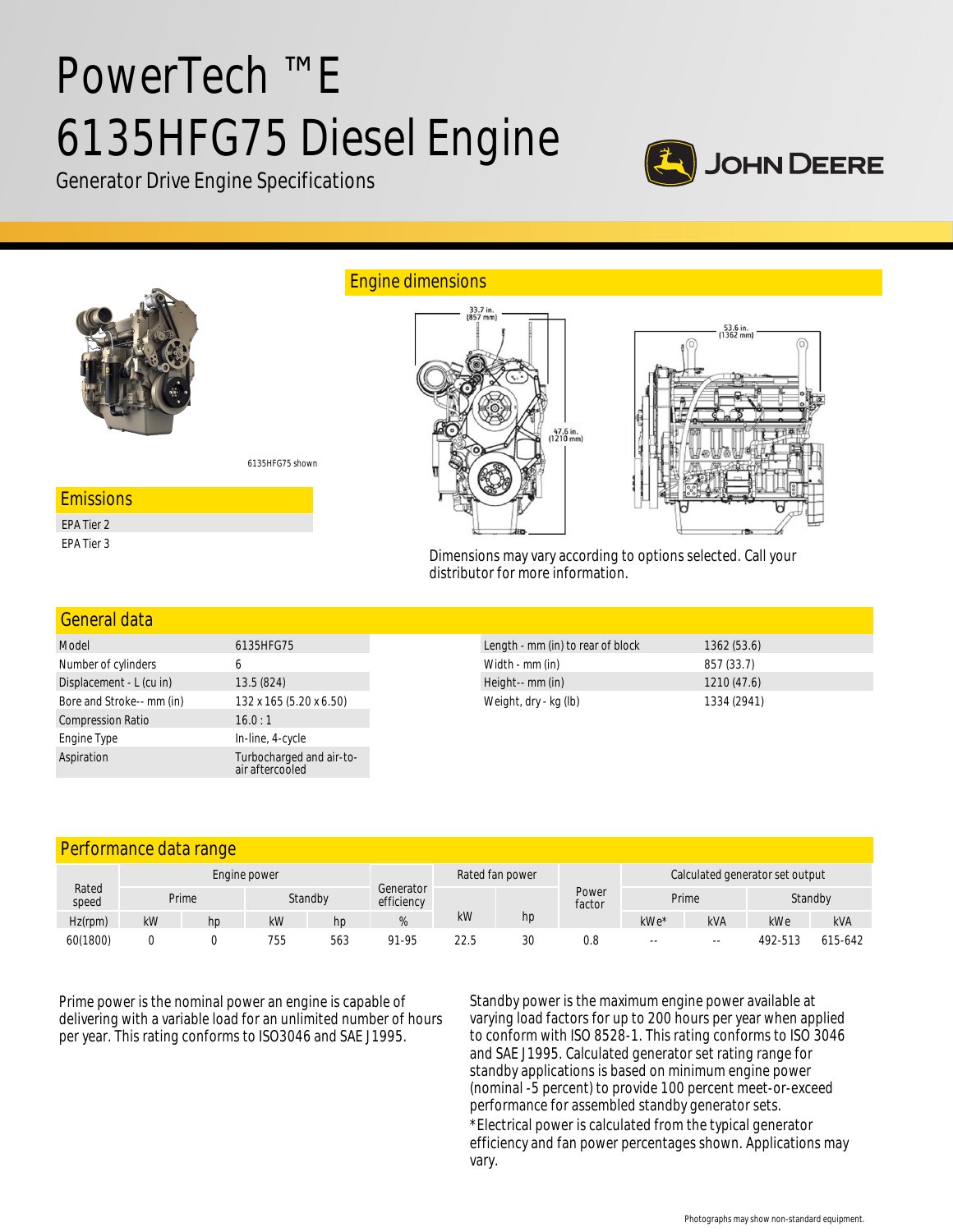# PowerTech ™E 6135HFG75 Diesel Engine

Generator Drive Engine Specifications

JOHN DEERE

6135HFG75 shown

## Engine dimensions

33.7 in. (857 mm)

47.6 in. (1210 mm)

53.6 in. (1362 mm)

Dimensions may vary according to options selected. Call your distributor for more information.

## Emissions

EPA Tier 2

EPA Tier 3

## General data

| | |
|---|---|
| Model | 6135HFG75 |
| Number of cylinders | 6 |
| Displacement - L (cu in) | 13.5 (824) |
| Bore and Stroke-- mm (in) | 132 x 165 (5.20 x 6.50) |
| Compression Ratio | 16.0 : 1 |
| Engine Type | In-line, 4-cycle |
| Aspiration | Turbocharged and air-to-air aftercooled |

| | |
|---|---|
| Length - mm (in) to rear of block | 1362 (53.6) |
| Width - mm (in) | 857 (33.7) |
| Height-- mm (in) | 1210 (47.6) |
| Weight, dry - kg (lb) | 1334 (2941) |

## Performance data range

| Rated speed | Engine power | | | | Generator efficiency | Rated fan power | | Power factor | Calculated generator set output | | | |
|---|---|---|---|---|---|---|---|---|---|---|---|---|
| | Prime | | Standby | | | | | | Prime | | Standby | |
| Hz(rpm) | kW | hp | kW | hp | % | kW | hp | | kWe* | kVA | kWe | kVA |
| 60(1800) | 0 | 0 | 755 | 563 | 91-95 | 22.5 | 30 | 0.8 | -- | -- | 492-513 | 615-642 |

Prime power is the nominal power an engine is capable of delivering with a variable load for an unlimited number of hours per year. This rating conforms to ISO3046 and SAE J1995.

Standby power is the maximum engine power available at varying load factors for up to 200 hours per year when applied to conform with ISO 8528-1. This rating conforms to ISO 3046 and SAE J1995. Calculated generator set rating range for standby applications is based on minimum engine power (nominal -5 percent) to provide 100 percent meet-or-exceed performance for assembled standby generator sets.

*Electrical power is calculated from the typical generator efficiency and fan power percentages shown. Applications may vary.

Photographs may show non-standard equipment.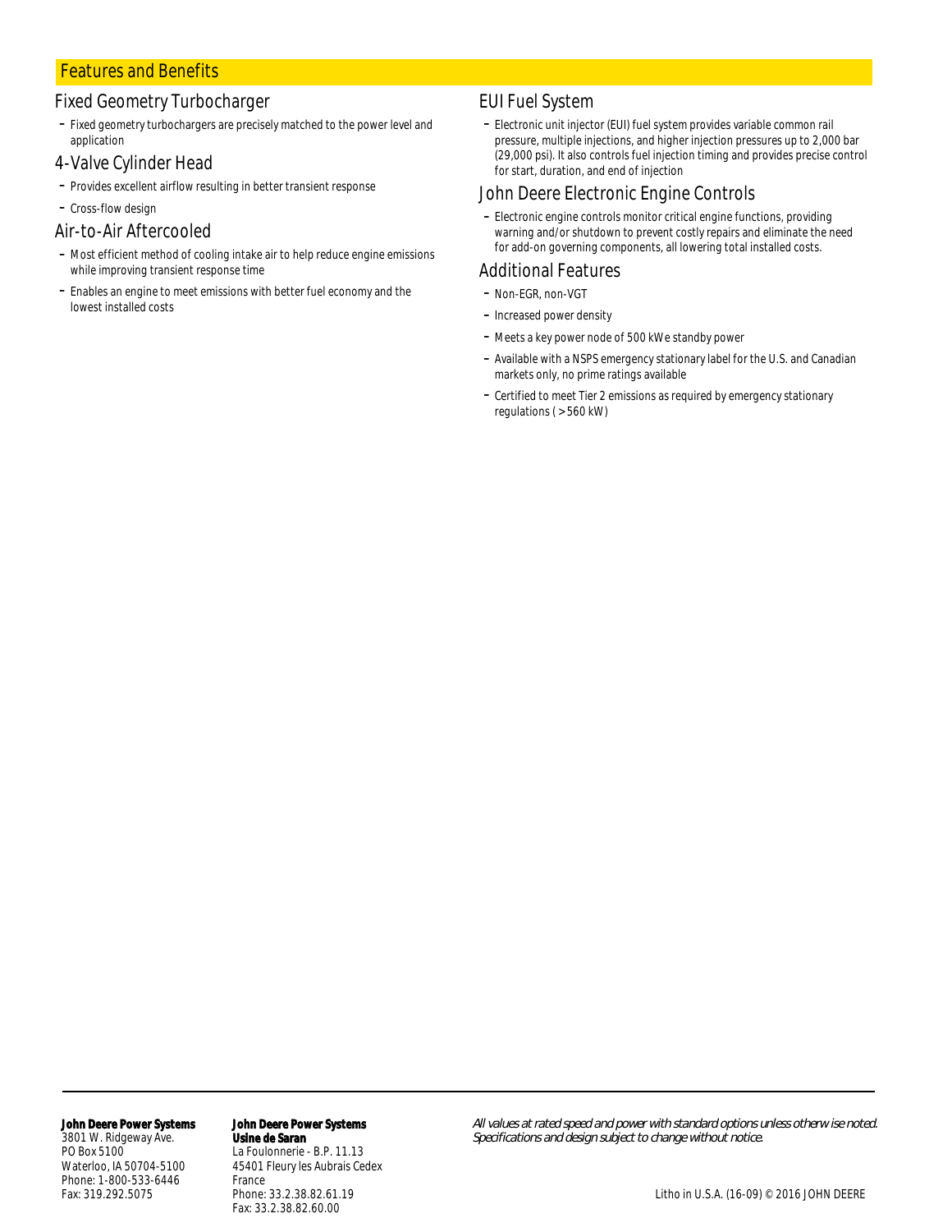## Features and Benefits

### Fixed Geometry Turbocharger

- Fixed geometry turbochargers are precisely matched to the power level and application

### 4-Valve Cylinder Head

- Provides excellent airflow resulting in better transient response
- Cross-flow design

### Air-to-Air Aftercooled

- Most efficient method of cooling intake air to help reduce engine emissions while improving transient response time
- Enables an engine to meet emissions with better fuel economy and the lowest installed costs

### EUI Fuel System

- Electronic unit injector (EUI) fuel system provides variable common rail pressure, multiple injections, and higher injection pressures up to 2,000 bar (29,000 psi). It also controls fuel injection timing and provides precise control for start, duration, and end of injection

### John Deere Electronic Engine Controls

- Electronic engine controls monitor critical engine functions, providing warning and/or shutdown to prevent costly repairs and eliminate the need for add-on governing components, all lowering total installed costs.

### Additional Features

- Non-EGR, non-VGT
- Increased power density
- Meets a key power node of 500 kWe standby power
- Available with a NSPS emergency stationary label for the U.S. and Canadian markets only, no prime ratings available
- Certified to meet Tier 2 emissions as required by emergency stationary regulations ( > 560 kW)

---

**John Deere Power Systems**
3801 W. Ridgeway Ave.
PO Box 5100
Waterloo, IA 50704-5100
Phone: 1-800-533-6446
Fax: 319.292.5075

**John Deere Power Systems**
**Usine de Saran**
La Foulonnerie - B.P. 11.13
45401 Fleury les Aubrais Cedex
France
Phone: 33.2.38.82.61.19
Fax: 33.2.38.82.60.00

*All values at rated speed and power with standard options unless otherwise noted. Specifications and design subject to change without notice.*

Litho in U.S.A. (16-09) © 2016 JOHN DEERE